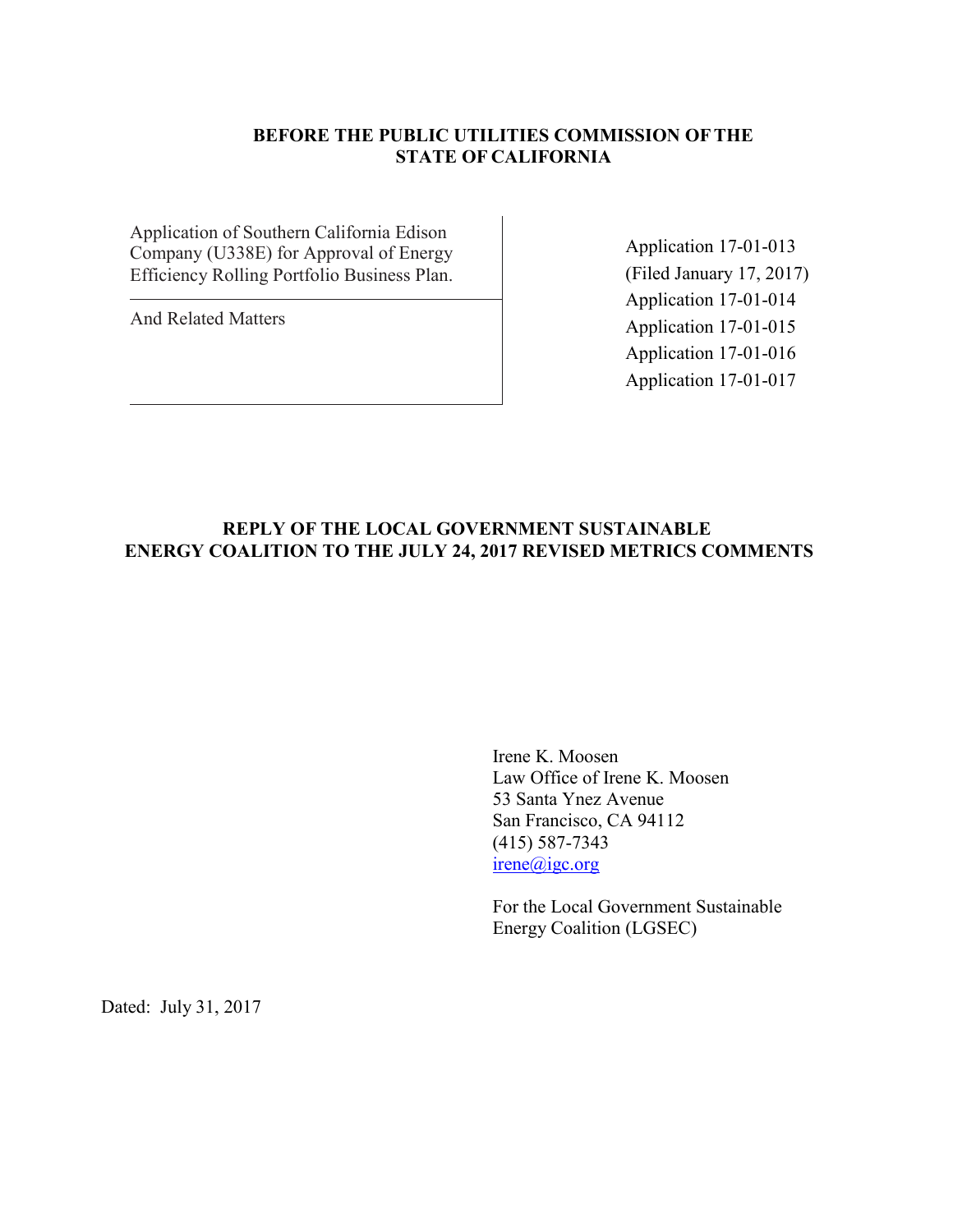**BEFORE THE PUBLIC UTILITIES COMMISSION OF THE STATE OF CALIFORNIA**

| | |
|---|---|
| Application of Southern California Edison Company (U338E) for Approval of Energy Efficiency Rolling Portfolio Business Plan. | Application 17-01-013 (Filed January 17, 2017) |
| And Related Matters | Application 17-01-014<br>Application 17-01-015<br>Application 17-01-016<br>Application 17-01-017 |

**REPLY OF THE LOCAL GOVERNMENT SUSTAINABLE ENERGY COALITION TO THE JULY 24, 2017 REVISED METRICS COMMENTS**

Irene K. Moosen
Law Office of Irene K. Moosen
53 Santa Ynez Avenue
San Francisco, CA 94112
(415) 587-7343
irene@igc.org

For the Local Government Sustainable Energy Coalition (LGSEC)

Dated: July 31, 2017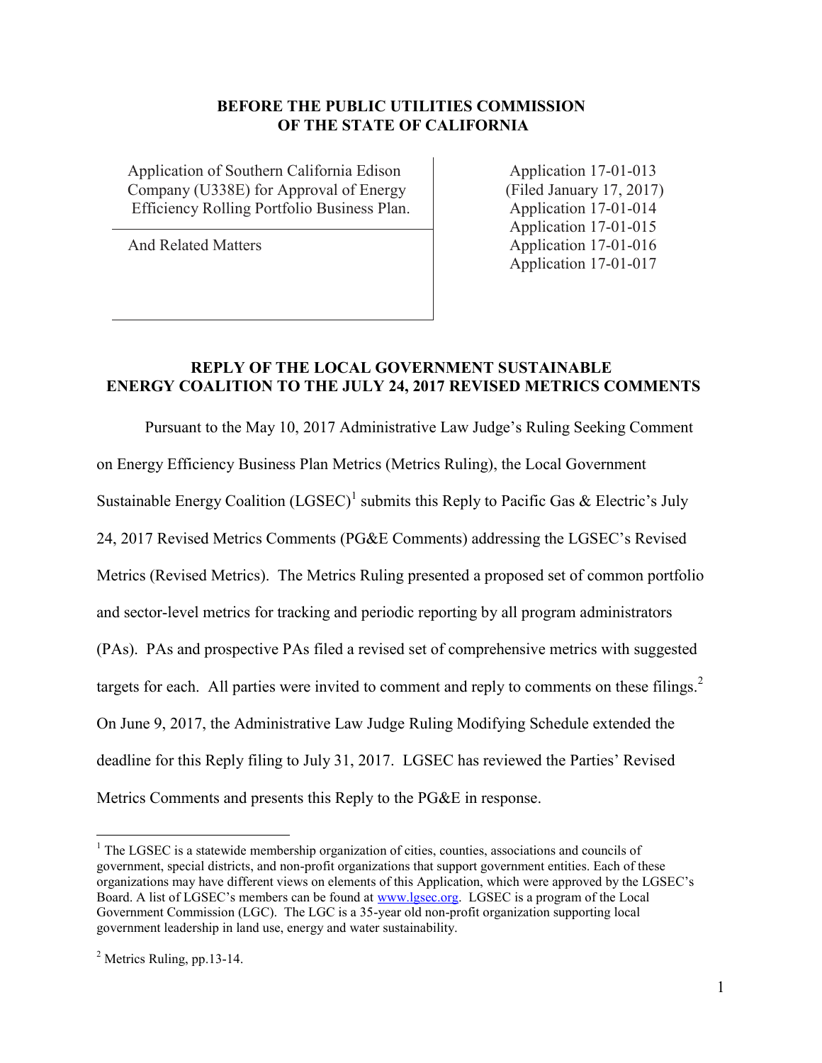**BEFORE THE PUBLIC UTILITIES COMMISSION OF THE STATE OF CALIFORNIA**

| | |
|---|---|
| Application of Southern California Edison Company (U338E) for Approval of Energy Efficiency Rolling Portfolio Business Plan. | Application 17-01-013 (Filed January 17, 2017) Application 17-01-014 Application 17-01-015 Application 17-01-016 Application 17-01-017 |
| And Related Matters | |

**REPLY OF THE LOCAL GOVERNMENT SUSTAINABLE ENERGY COALITION TO THE JULY 24, 2017 REVISED METRICS COMMENTS**

Pursuant to the May 10, 2017 Administrative Law Judge's Ruling Seeking Comment on Energy Efficiency Business Plan Metrics (Metrics Ruling), the Local Government Sustainable Energy Coalition (LGSEC)[1] submits this Reply to Pacific Gas & Electric's July 24, 2017 Revised Metrics Comments (PG&E Comments) addressing the LGSEC's Revised Metrics (Revised Metrics). The Metrics Ruling presented a proposed set of common portfolio and sector-level metrics for tracking and periodic reporting by all program administrators (PAs). PAs and prospective PAs filed a revised set of comprehensive metrics with suggested targets for each. All parties were invited to comment and reply to comments on these filings.[2] On June 9, 2017, the Administrative Law Judge Ruling Modifying Schedule extended the deadline for this Reply filing to July 31, 2017. LGSEC has reviewed the Parties' Revised Metrics Comments and presents this Reply to the PG&E in response.

---

[1] The LGSEC is a statewide membership organization of cities, counties, associations and councils of government, special districts, and non-profit organizations that support government entities. Each of these organizations may have different views on elements of this Application, which were approved by the LGSEC's Board. A list of LGSEC's members can be found at www.lgsec.org. LGSEC is a program of the Local Government Commission (LGC). The LGC is a 35-year old non-profit organization supporting local government leadership in land use, energy and water sustainability.

[2] Metrics Ruling, pp.13-14.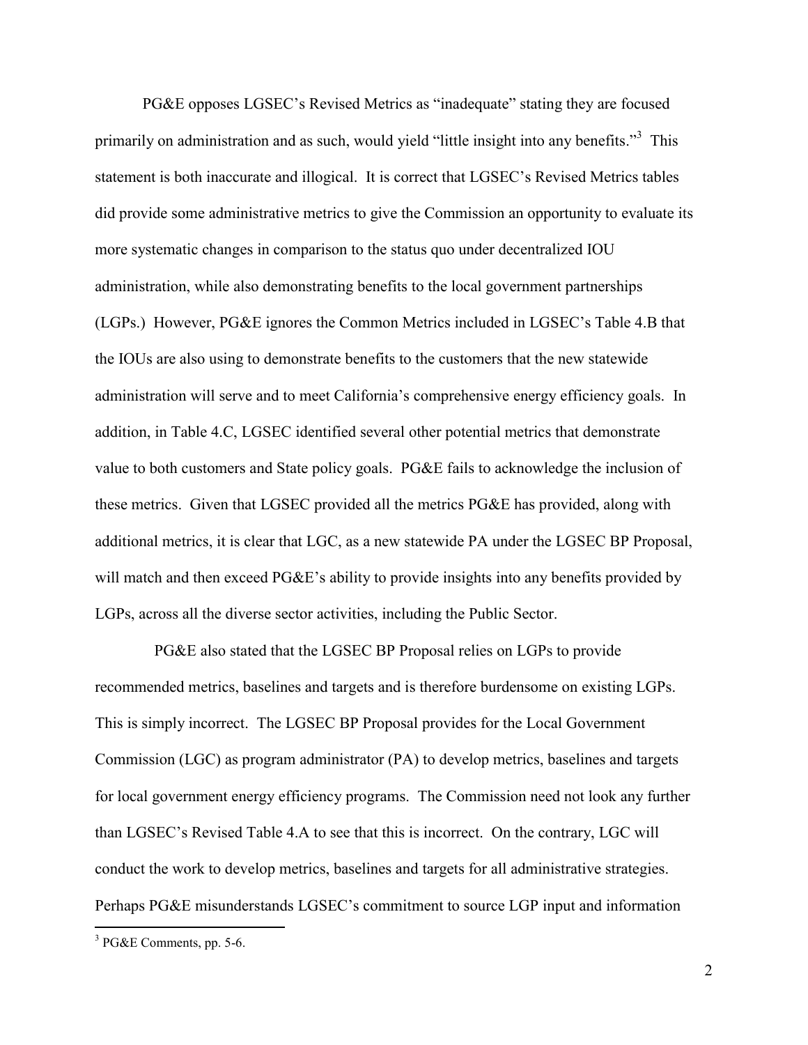PG&E opposes LGSEC's Revised Metrics as "inadequate" stating they are focused primarily on administration and as such, would yield "little insight into any benefits."[3] This statement is both inaccurate and illogical. It is correct that LGSEC's Revised Metrics tables did provide some administrative metrics to give the Commission an opportunity to evaluate its more systematic changes in comparison to the status quo under decentralized IOU administration, while also demonstrating benefits to the local government partnerships (LGPs.) However, PG&E ignores the Common Metrics included in LGSEC's Table 4.B that the IOUs are also using to demonstrate benefits to the customers that the new statewide administration will serve and to meet California's comprehensive energy efficiency goals. In addition, in Table 4.C, LGSEC identified several other potential metrics that demonstrate value to both customers and State policy goals. PG&E fails to acknowledge the inclusion of these metrics. Given that LGSEC provided all the metrics PG&E has provided, along with additional metrics, it is clear that LGC, as a new statewide PA under the LGSEC BP Proposal, will match and then exceed PG&E's ability to provide insights into any benefits provided by LGPs, across all the diverse sector activities, including the Public Sector.

PG&E also stated that the LGSEC BP Proposal relies on LGPs to provide recommended metrics, baselines and targets and is therefore burdensome on existing LGPs. This is simply incorrect. The LGSEC BP Proposal provides for the Local Government Commission (LGC) as program administrator (PA) to develop metrics, baselines and targets for local government energy efficiency programs. The Commission need not look any further than LGSEC's Revised Table 4.A to see that this is incorrect. On the contrary, LGC will conduct the work to develop metrics, baselines and targets for all administrative strategies. Perhaps PG&E misunderstands LGSEC's commitment to source LGP input and information

[3] PG&E Comments, pp. 5-6.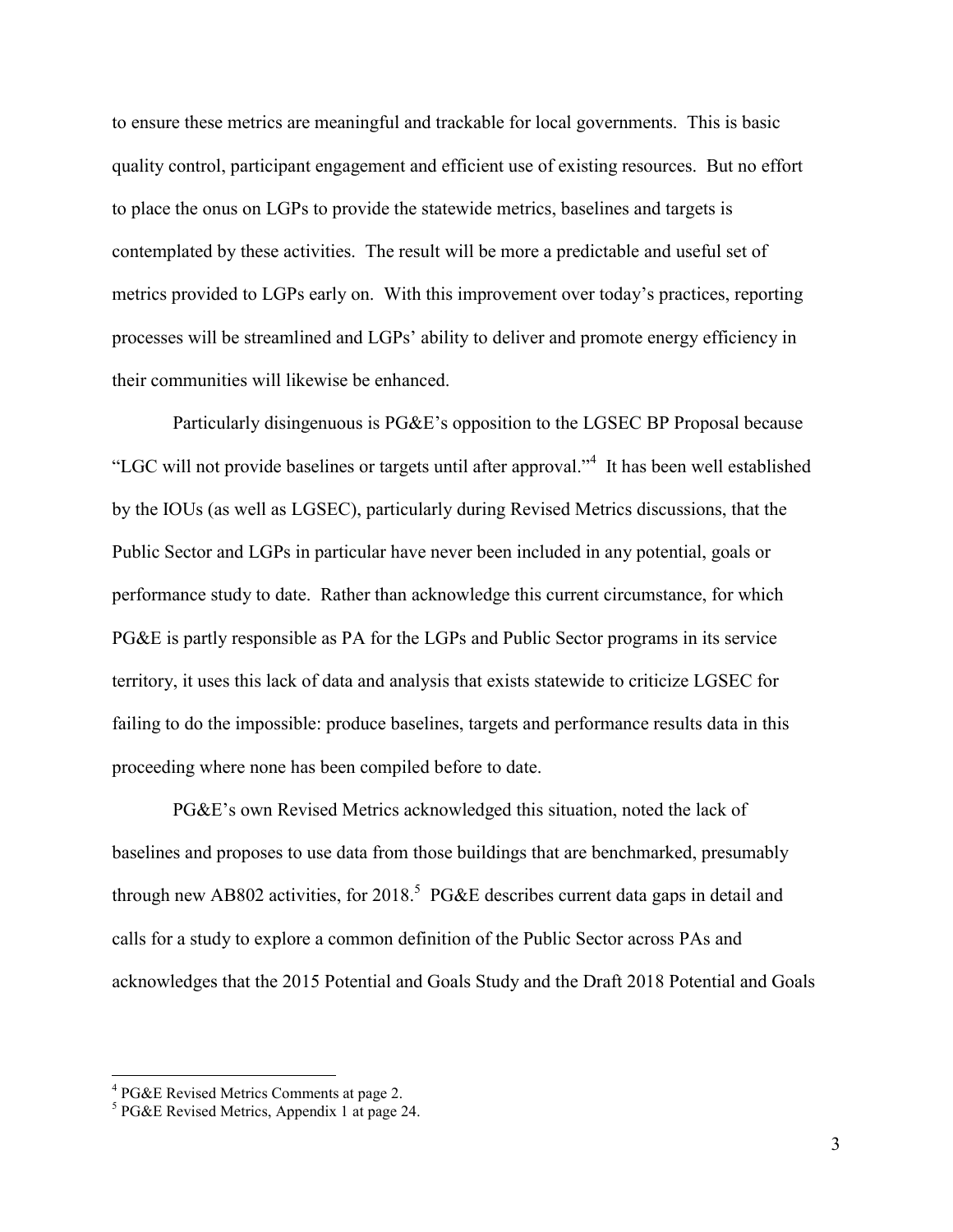to ensure these metrics are meaningful and trackable for local governments. This is basic quality control, participant engagement and efficient use of existing resources. But no effort to place the onus on LGPs to provide the statewide metrics, baselines and targets is contemplated by these activities. The result will be more a predictable and useful set of metrics provided to LGPs early on. With this improvement over today's practices, reporting processes will be streamlined and LGPs' ability to deliver and promote energy efficiency in their communities will likewise be enhanced.

Particularly disingenuous is PG&E's opposition to the LGSEC BP Proposal because "LGC will not provide baselines or targets until after approval."[4] It has been well established by the IOUs (as well as LGSEC), particularly during Revised Metrics discussions, that the Public Sector and LGPs in particular have never been included in any potential, goals or performance study to date. Rather than acknowledge this current circumstance, for which PG&E is partly responsible as PA for the LGPs and Public Sector programs in its service territory, it uses this lack of data and analysis that exists statewide to criticize LGSEC for failing to do the impossible: produce baselines, targets and performance results data in this proceeding where none has been compiled before to date.

PG&E's own Revised Metrics acknowledged this situation, noted the lack of baselines and proposes to use data from those buildings that are benchmarked, presumably through new AB802 activities, for 2018.[5] PG&E describes current data gaps in detail and calls for a study to explore a common definition of the Public Sector across PAs and acknowledges that the 2015 Potential and Goals Study and the Draft 2018 Potential and Goals

---

[4] PG&E Revised Metrics Comments at page 2.

[5] PG&E Revised Metrics, Appendix 1 at page 24.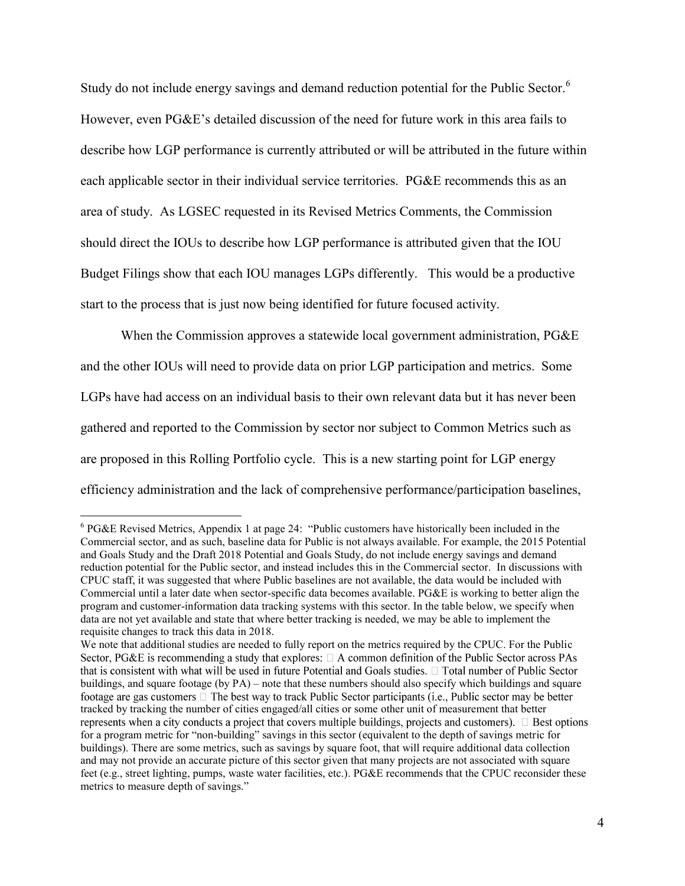Study do not include energy savings and demand reduction potential for the Public Sector.[6] However, even PG&E's detailed discussion of the need for future work in this area fails to describe how LGP performance is currently attributed or will be attributed in the future within each applicable sector in their individual service territories. PG&E recommends this as an area of study. As LGSEC requested in its Revised Metrics Comments, the Commission should direct the IOUs to describe how LGP performance is attributed given that the IOU Budget Filings show that each IOU manages LGPs differently. This would be a productive start to the process that is just now being identified for future focused activity.

When the Commission approves a statewide local government administration, PG&E and the other IOUs will need to provide data on prior LGP participation and metrics. Some LGPs have had access on an individual basis to their own relevant data but it has never been gathered and reported to the Commission by sector nor subject to Common Metrics such as are proposed in this Rolling Portfolio cycle. This is a new starting point for LGP energy efficiency administration and the lack of comprehensive performance/participation baselines,

---

[6] PG&E Revised Metrics, Appendix 1 at page 24: "Public customers have historically been included in the Commercial sector, and as such, baseline data for Public is not always available. For example, the 2015 Potential and Goals Study and the Draft 2018 Potential and Goals Study, do not include energy savings and demand reduction potential for the Public sector, and instead includes this in the Commercial sector. In discussions with CPUC staff, it was suggested that where Public baselines are not available, the data would be included with Commercial until a later date when sector-specific data becomes available. PG&E is working to better align the program and customer-information data tracking systems with this sector. In the table below, we specify when data are not yet available and state that where better tracking is needed, we may be able to implement the requisite changes to track this data in 2018.

We note that additional studies are needed to fully report on the metrics required by the CPUC. For the Public Sector, PG&E is recommending a study that explores:  A common definition of the Public Sector across PAs that is consistent with what will be used in future Potential and Goals studies.  Total number of Public Sector buildings, and square footage (by PA) – note that these numbers should also specify which buildings and square footage are gas customers  The best way to track Public Sector participants (i.e., Public sector may be better tracked by tracking the number of cities engaged/all cities or some other unit of measurement that better represents when a city conducts a project that covers multiple buildings, projects and customers).  Best options for a program metric for "non-building" savings in this sector (equivalent to the depth of savings metric for buildings). There are some metrics, such as savings by square foot, that will require additional data collection and may not provide an accurate picture of this sector given that many projects are not associated with square feet (e.g., street lighting, pumps, waste water facilities, etc.). PG&E recommends that the CPUC reconsider these metrics to measure depth of savings."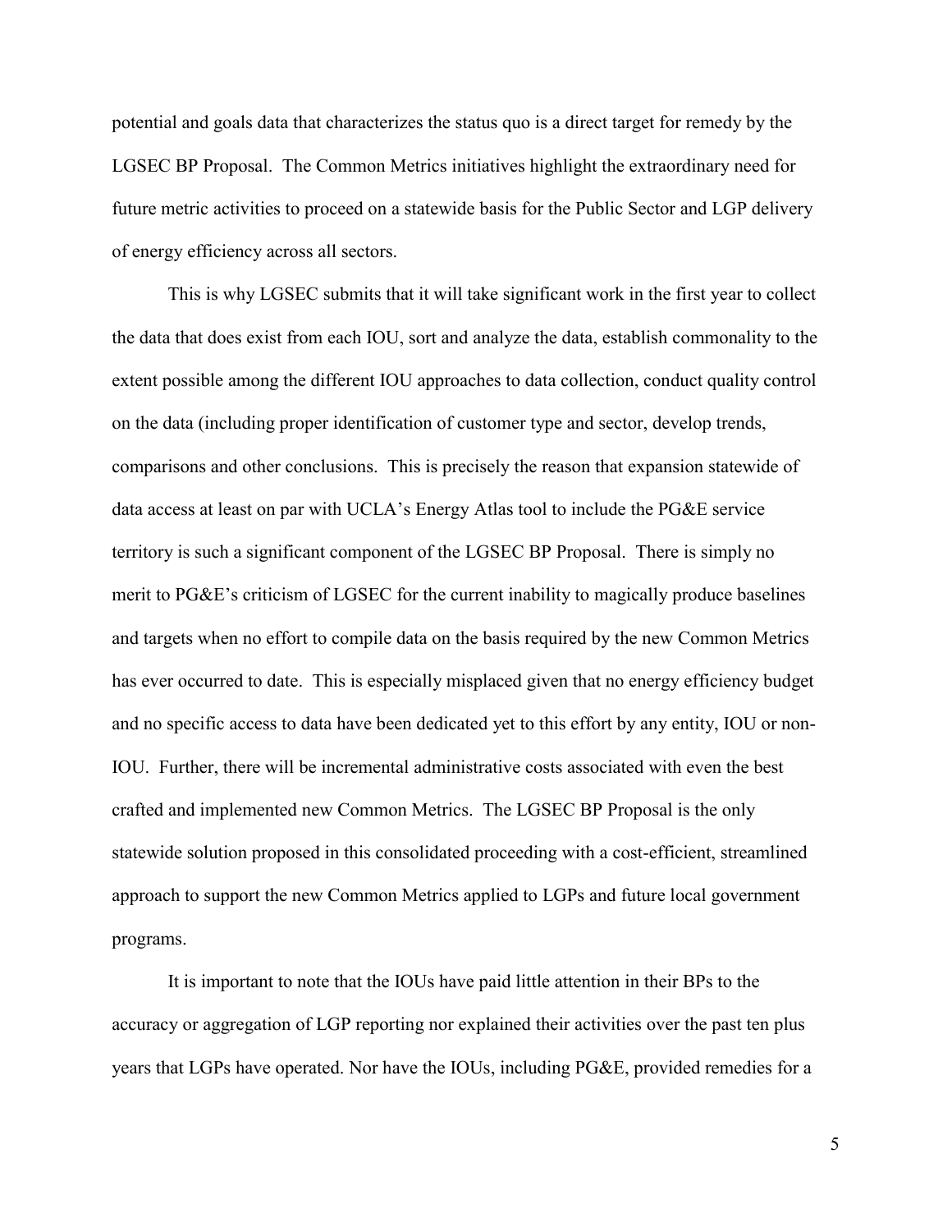potential and goals data that characterizes the status quo is a direct target for remedy by the LGSEC BP Proposal. The Common Metrics initiatives highlight the extraordinary need for future metric activities to proceed on a statewide basis for the Public Sector and LGP delivery of energy efficiency across all sectors.

This is why LGSEC submits that it will take significant work in the first year to collect the data that does exist from each IOU, sort and analyze the data, establish commonality to the extent possible among the different IOU approaches to data collection, conduct quality control on the data (including proper identification of customer type and sector, develop trends, comparisons and other conclusions. This is precisely the reason that expansion statewide of data access at least on par with UCLA's Energy Atlas tool to include the PG&E service territory is such a significant component of the LGSEC BP Proposal. There is simply no merit to PG&E's criticism of LGSEC for the current inability to magically produce baselines and targets when no effort to compile data on the basis required by the new Common Metrics has ever occurred to date. This is especially misplaced given that no energy efficiency budget and no specific access to data have been dedicated yet to this effort by any entity, IOU or non-IOU. Further, there will be incremental administrative costs associated with even the best crafted and implemented new Common Metrics. The LGSEC BP Proposal is the only statewide solution proposed in this consolidated proceeding with a cost-efficient, streamlined approach to support the new Common Metrics applied to LGPs and future local government programs.

It is important to note that the IOUs have paid little attention in their BPs to the accuracy or aggregation of LGP reporting nor explained their activities over the past ten plus years that LGPs have operated. Nor have the IOUs, including PG&E, provided remedies for a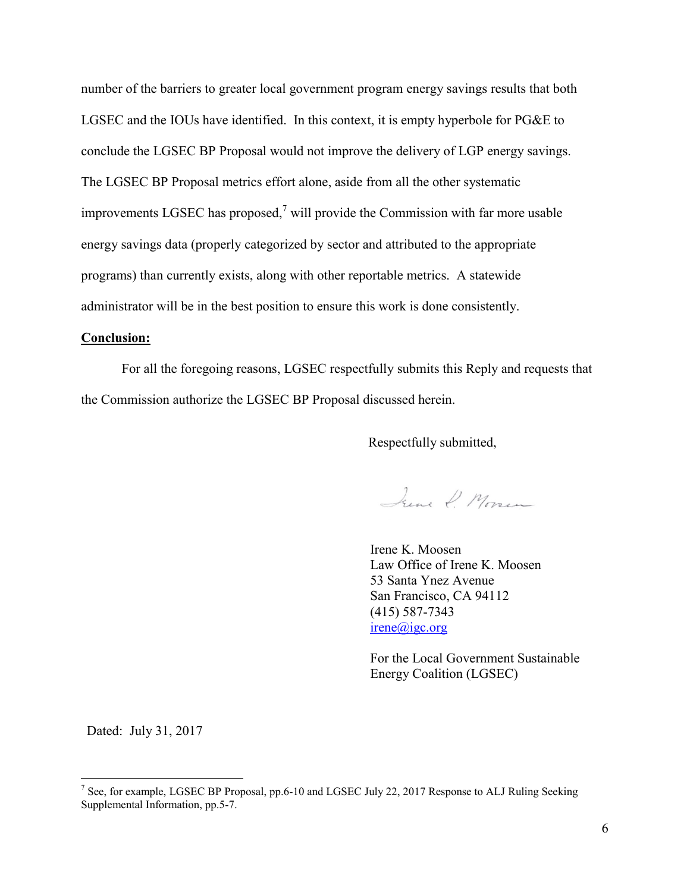number of the barriers to greater local government program energy savings results that both LGSEC and the IOUs have identified. In this context, it is empty hyperbole for PG&E to conclude the LGSEC BP Proposal would not improve the delivery of LGP energy savings. The LGSEC BP Proposal metrics effort alone, aside from all the other systematic improvements LGSEC has proposed,[7] will provide the Commission with far more usable energy savings data (properly categorized by sector and attributed to the appropriate programs) than currently exists, along with other reportable metrics. A statewide administrator will be in the best position to ensure this work is done consistently.

**Conclusion:**

For all the foregoing reasons, LGSEC respectfully submits this Reply and requests that the Commission authorize the LGSEC BP Proposal discussed herein.

Respectfully submitted,

Irene K. Moosen
Law Office of Irene K. Moosen
53 Santa Ynez Avenue
San Francisco, CA 94112
(415) 587-7343
irene@igc.org

For the Local Government Sustainable Energy Coalition (LGSEC)

Dated: July 31, 2017

[7] See, for example, LGSEC BP Proposal, pp.6-10 and LGSEC July 22, 2017 Response to ALJ Ruling Seeking Supplemental Information, pp.5-7.